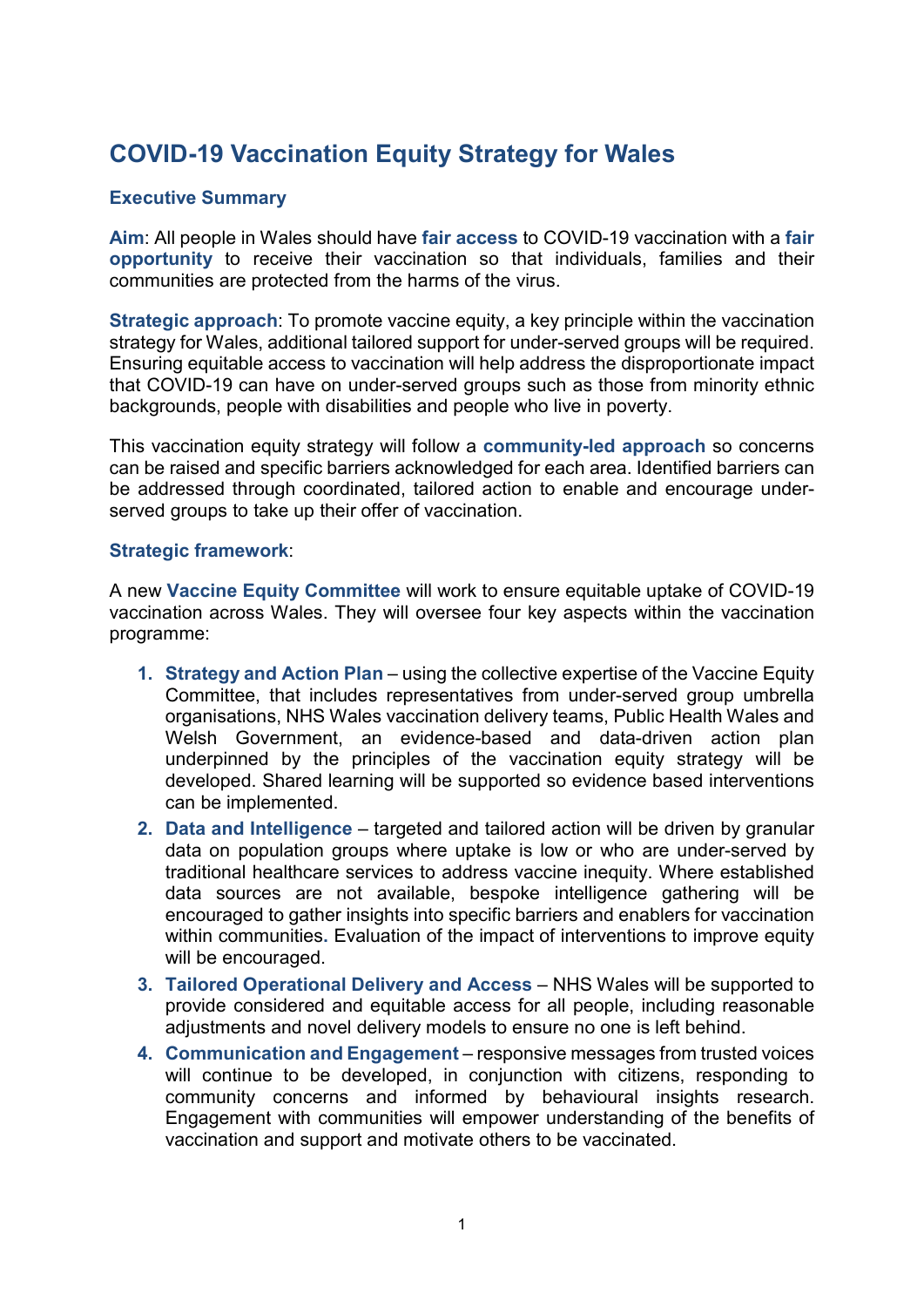# COVID-19 Vaccination Equity Strategy for Wales

## Executive Summary

**Aim**: All people in Wales should have **fair access** to COVID-19 vaccination with a **fair opportunity** to receive their vaccination so that individuals, families and their communities are protected from the harms of the virus.

**Strategic approach**: To promote vaccine equity, a key principle within the vaccination strategy for Wales, additional tailored support for under-served groups will be required. Ensuring equitable access to vaccination will help address the disproportionate impact that COVID-19 can have on under-served groups such as those from minority ethnic backgrounds, people with disabilities and people who live in poverty.

This vaccination equity strategy will follow a **community-led approach** so concerns can be raised and specific barriers acknowledged for each area. Identified barriers can be addressed through coordinated, tailored action to enable and encourage under-served groups to take up their offer of vaccination.

**Strategic framework**:

A new **Vaccine Equity Committee** will work to ensure equitable uptake of COVID-19 vaccination across Wales. They will oversee four key aspects within the vaccination programme:

1. **Strategy and Action Plan** – using the collective expertise of the Vaccine Equity Committee, that includes representatives from under-served group umbrella organisations, NHS Wales vaccination delivery teams, Public Health Wales and Welsh Government, an evidence-based and data-driven action plan underpinned by the principles of the vaccination equity strategy will be developed. Shared learning will be supported so evidence based interventions can be implemented.
2. **Data and Intelligence** – targeted and tailored action will be driven by granular data on population groups where uptake is low or who are under-served by traditional healthcare services to address vaccine inequity. Where established data sources are not available, bespoke intelligence gathering will be encouraged to gather insights into specific barriers and enablers for vaccination within communities. Evaluation of the impact of interventions to improve equity will be encouraged.
3. **Tailored Operational Delivery and Access** – NHS Wales will be supported to provide considered and equitable access for all people, including reasonable adjustments and novel delivery models to ensure no one is left behind.
4. **Communication and Engagement** – responsive messages from trusted voices will continue to be developed, in conjunction with citizens, responding to community concerns and informed by behavioural insights research. Engagement with communities will empower understanding of the benefits of vaccination and support and motivate others to be vaccinated.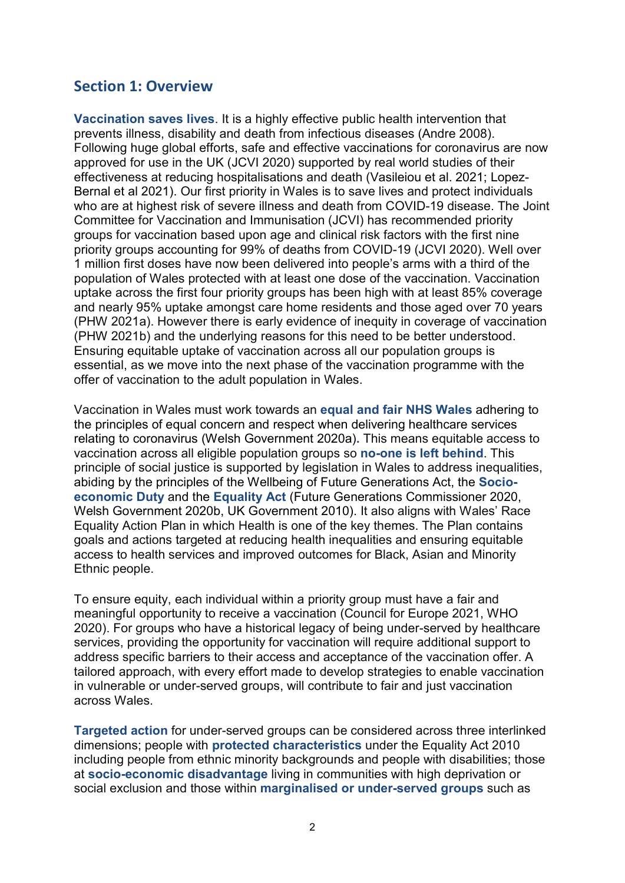## Section 1: Overview

**Vaccination saves lives**. It is a highly effective public health intervention that prevents illness, disability and death from infectious diseases (Andre 2008). Following huge global efforts, safe and effective vaccinations for coronavirus are now approved for use in the UK (JCVI 2020) supported by real world studies of their effectiveness at reducing hospitalisations and death (Vasileiou et al. 2021; Lopez-Bernal et al 2021). Our first priority in Wales is to save lives and protect individuals who are at highest risk of severe illness and death from COVID-19 disease. The Joint Committee for Vaccination and Immunisation (JCVI) has recommended priority groups for vaccination based upon age and clinical risk factors with the first nine priority groups accounting for 99% of deaths from COVID-19 (JCVI 2020). Well over 1 million first doses have now been delivered into people's arms with a third of the population of Wales protected with at least one dose of the vaccination. Vaccination uptake across the first four priority groups has been high with at least 85% coverage and nearly 95% uptake amongst care home residents and those aged over 70 years (PHW 2021a). However there is early evidence of inequity in coverage of vaccination (PHW 2021b) and the underlying reasons for this need to be better understood. Ensuring equitable uptake of vaccination across all our population groups is essential, as we move into the next phase of the vaccination programme with the offer of vaccination to the adult population in Wales.

Vaccination in Wales must work towards an **equal and fair NHS Wales** adhering to the principles of equal concern and respect when delivering healthcare services relating to coronavirus (Welsh Government 2020a). This means equitable access to vaccination across all eligible population groups so **no-one is left behind**. This principle of social justice is supported by legislation in Wales to address inequalities, abiding by the principles of the Wellbeing of Future Generations Act, the **Socio-economic Duty** and the **Equality Act** (Future Generations Commissioner 2020, Welsh Government 2020b, UK Government 2010). It also aligns with Wales' Race Equality Action Plan in which Health is one of the key themes. The Plan contains goals and actions targeted at reducing health inequalities and ensuring equitable access to health services and improved outcomes for Black, Asian and Minority Ethnic people.

To ensure equity, each individual within a priority group must have a fair and meaningful opportunity to receive a vaccination (Council for Europe 2021, WHO 2020). For groups who have a historical legacy of being under-served by healthcare services, providing the opportunity for vaccination will require additional support to address specific barriers to their access and acceptance of the vaccination offer. A tailored approach, with every effort made to develop strategies to enable vaccination in vulnerable or under-served groups, will contribute to fair and just vaccination across Wales.

**Targeted action** for under-served groups can be considered across three interlinked dimensions; people with **protected characteristics** under the Equality Act 2010 including people from ethnic minority backgrounds and people with disabilities; those at **socio-economic disadvantage** living in communities with high deprivation or social exclusion and those within **marginalised or under-served groups** such as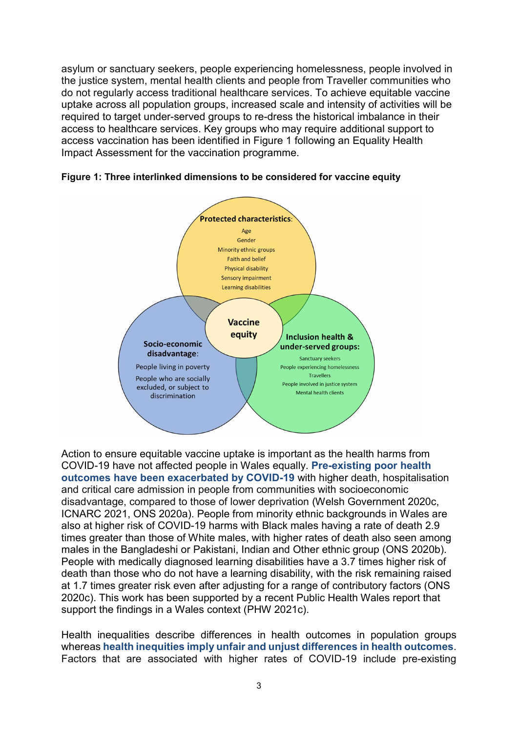asylum or sanctuary seekers, people experiencing homelessness, people involved in the justice system, mental health clients and people from Traveller communities who do not regularly access traditional healthcare services. To achieve equitable vaccine uptake across all population groups, increased scale and intensity of activities will be required to target under-served groups to re-dress the historical imbalance in their access to healthcare services. Key groups who may require additional support to access vaccination has been identified in Figure 1 following an Equality Health Impact Assessment for the vaccination programme.

**Figure 1: Three interlinked dimensions to be considered for vaccine equity**

**Protected characteristics:**
Age
Gender
Minority ethnic groups
Faith and belief
Physical disability
Sensory impairment
Learning disabilities

**Vaccine equity**

**Socio-economic disadvantage:**
People living in poverty
People who are socially excluded, or subject to discrimination

**Inclusion health & under-served groups:**
Sanctuary seekers
People experiencing homelessness
Travellers
People involved in justice system
Mental health clients

Action to ensure equitable vaccine uptake is important as the health harms from COVID-19 have not affected people in Wales equally. **Pre-existing poor health outcomes have been exacerbated by COVID-19** with higher death, hospitalisation and critical care admission in people from communities with socioeconomic disadvantage, compared to those of lower deprivation (Welsh Government 2020c, ICNARC 2021, ONS 2020a). People from minority ethnic backgrounds in Wales are also at higher risk of COVID-19 harms with Black males having a rate of death 2.9 times greater than those of White males, with higher rates of death also seen among males in the Bangladeshi or Pakistani, Indian and Other ethnic group (ONS 2020b). People with medically diagnosed learning disabilities have a 3.7 times higher risk of death than those who do not have a learning disability, with the risk remaining raised at 1.7 times greater risk even after adjusting for a range of contributory factors (ONS 2020c). This work has been supported by a recent Public Health Wales report that support the findings in a Wales context (PHW 2021c).

Health inequalities describe differences in health outcomes in population groups whereas **health inequities imply unfair and unjust differences in health outcomes**. Factors that are associated with higher rates of COVID-19 include pre-existing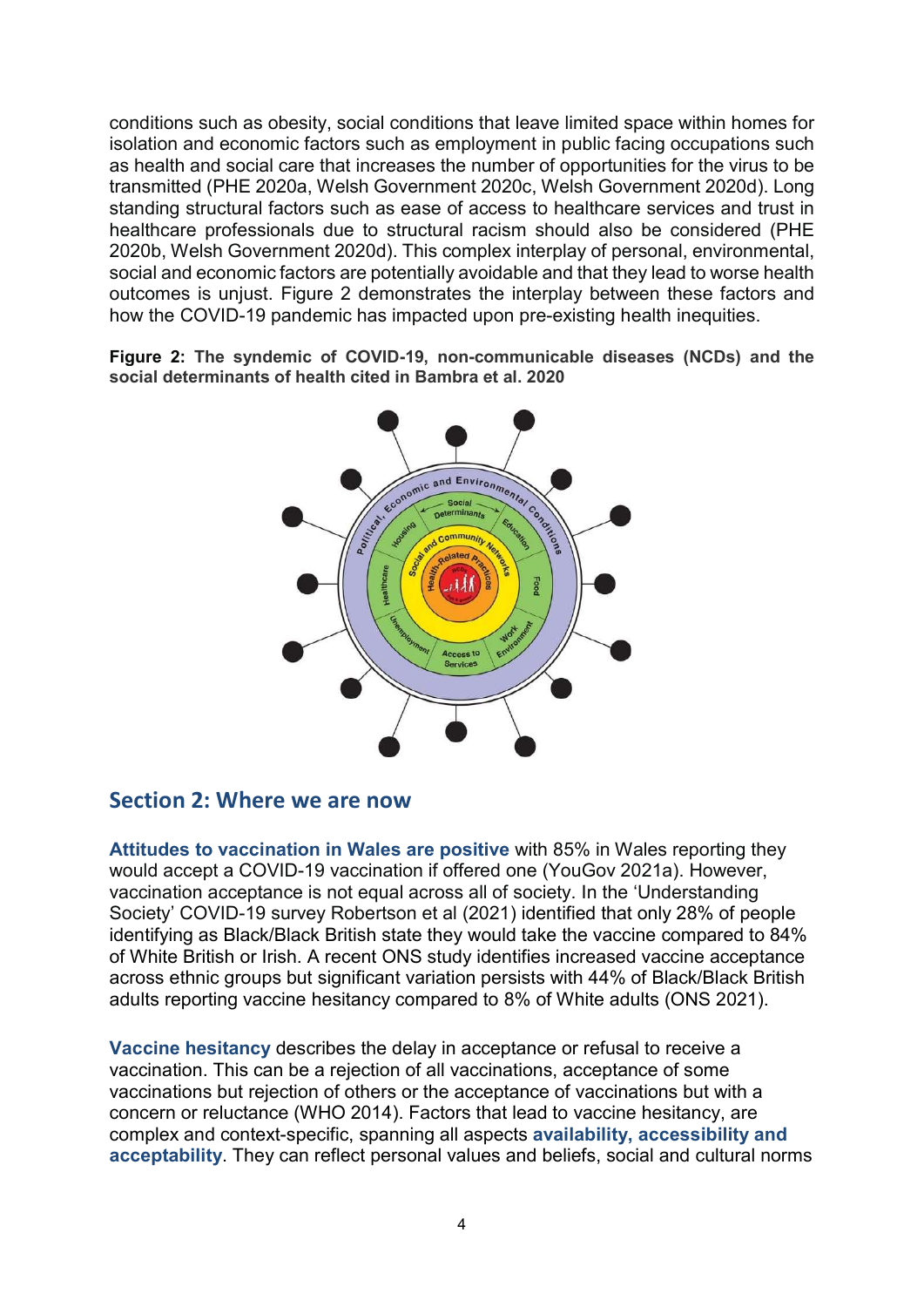conditions such as obesity, social conditions that leave limited space within homes for isolation and economic factors such as employment in public facing occupations such as health and social care that increases the number of opportunities for the virus to be transmitted (PHE 2020a, Welsh Government 2020c, Welsh Government 2020d). Long standing structural factors such as ease of access to healthcare services and trust in healthcare professionals due to structural racism should also be considered (PHE 2020b, Welsh Government 2020d). This complex interplay of personal, environmental, social and economic factors are potentially avoidable and that they lead to worse health outcomes is unjust. Figure 2 demonstrates the interplay between these factors and how the COVID-19 pandemic has impacted upon pre-existing health inequities.

**Figure 2: The syndemic of COVID-19, non-communicable diseases (NCDs) and the social determinants of health cited in Bambra et al. 2020**

## Section 2: Where we are now

**Attitudes to vaccination in Wales are positive** with 85% in Wales reporting they would accept a COVID-19 vaccination if offered one (YouGov 2021a). However, vaccination acceptance is not equal across all of society. In the 'Understanding Society' COVID-19 survey Robertson et al (2021) identified that only 28% of people identifying as Black/Black British state they would take the vaccine compared to 84% of White British or Irish. A recent ONS study identifies increased vaccine acceptance across ethnic groups but significant variation persists with 44% of Black/Black British adults reporting vaccine hesitancy compared to 8% of White adults (ONS 2021).

**Vaccine hesitancy** describes the delay in acceptance or refusal to receive a vaccination. This can be a rejection of all vaccinations, acceptance of some vaccinations but rejection of others or the acceptance of vaccinations but with a concern or reluctance (WHO 2014). Factors that lead to vaccine hesitancy, are complex and context-specific, spanning all aspects **availability, accessibility and acceptability**. They can reflect personal values and beliefs, social and cultural norms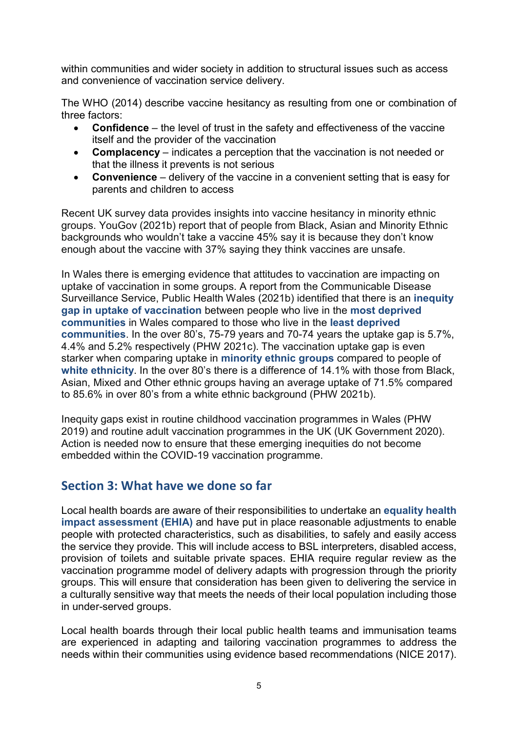within communities and wider society in addition to structural issues such as access and convenience of vaccination service delivery.

The WHO (2014) describe vaccine hesitancy as resulting from one or combination of three factors:

- **Confidence** – the level of trust in the safety and effectiveness of the vaccine itself and the provider of the vaccination
- **Complacency** – indicates a perception that the vaccination is not needed or that the illness it prevents is not serious
- **Convenience** – delivery of the vaccine in a convenient setting that is easy for parents and children to access

Recent UK survey data provides insights into vaccine hesitancy in minority ethnic groups. YouGov (2021b) report that of people from Black, Asian and Minority Ethnic backgrounds who wouldn't take a vaccine 45% say it is because they don't know enough about the vaccine with 37% saying they think vaccines are unsafe.

In Wales there is emerging evidence that attitudes to vaccination are impacting on uptake of vaccination in some groups. A report from the Communicable Disease Surveillance Service, Public Health Wales (2021b) identified that there is an **inequity gap in uptake of vaccination** between people who live in the **most deprived communities** in Wales compared to those who live in the **least deprived communities**. In the over 80's, 75-79 years and 70-74 years the uptake gap is 5.7%, 4.4% and 5.2% respectively (PHW 2021c). The vaccination uptake gap is even starker when comparing uptake in **minority ethnic groups** compared to people of **white ethnicity**. In the over 80's there is a difference of 14.1% with those from Black, Asian, Mixed and Other ethnic groups having an average uptake of 71.5% compared to 85.6% in over 80's from a white ethnic background (PHW 2021b).

Inequity gaps exist in routine childhood vaccination programmes in Wales (PHW 2019) and routine adult vaccination programmes in the UK (UK Government 2020). Action is needed now to ensure that these emerging inequities do not become embedded within the COVID-19 vaccination programme.

## Section 3: What have we done so far

Local health boards are aware of their responsibilities to undertake an **equality health impact assessment (EHIA)** and have put in place reasonable adjustments to enable people with protected characteristics, such as disabilities, to safely and easily access the service they provide. This will include access to BSL interpreters, disabled access, provision of toilets and suitable private spaces. EHIA require regular review as the vaccination programme model of delivery adapts with progression through the priority groups. This will ensure that consideration has been given to delivering the service in a culturally sensitive way that meets the needs of their local population including those in under-served groups.

Local health boards through their local public health teams and immunisation teams are experienced in adapting and tailoring vaccination programmes to address the needs within their communities using evidence based recommendations (NICE 2017).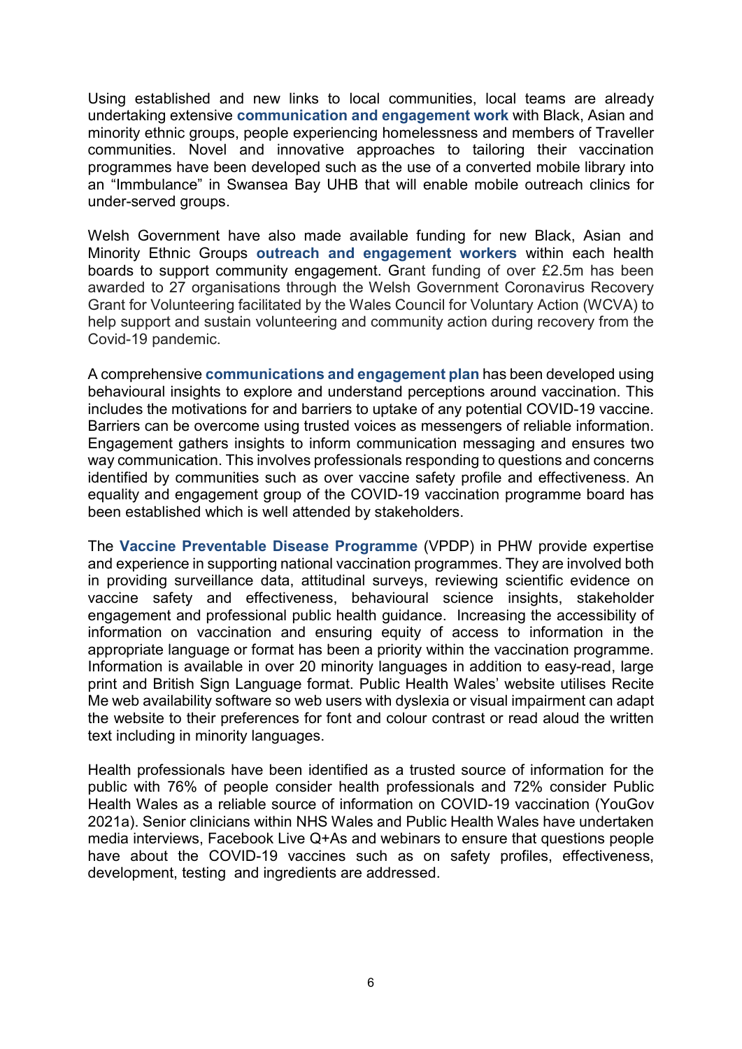Using established and new links to local communities, local teams are already undertaking extensive **communication and engagement work** with Black, Asian and minority ethnic groups, people experiencing homelessness and members of Traveller communities. Novel and innovative approaches to tailoring their vaccination programmes have been developed such as the use of a converted mobile library into an "Immbulance" in Swansea Bay UHB that will enable mobile outreach clinics for under-served groups.

Welsh Government have also made available funding for new Black, Asian and Minority Ethnic Groups **outreach and engagement workers** within each health boards to support community engagement. Grant funding of over £2.5m has been awarded to 27 organisations through the Welsh Government Coronavirus Recovery Grant for Volunteering facilitated by the Wales Council for Voluntary Action (WCVA) to help support and sustain volunteering and community action during recovery from the Covid-19 pandemic.

A comprehensive **communications and engagement plan** has been developed using behavioural insights to explore and understand perceptions around vaccination. This includes the motivations for and barriers to uptake of any potential COVID-19 vaccine. Barriers can be overcome using trusted voices as messengers of reliable information. Engagement gathers insights to inform communication messaging and ensures two way communication. This involves professionals responding to questions and concerns identified by communities such as over vaccine safety profile and effectiveness. An equality and engagement group of the COVID-19 vaccination programme board has been established which is well attended by stakeholders.

The **Vaccine Preventable Disease Programme** (VPDP) in PHW provide expertise and experience in supporting national vaccination programmes. They are involved both in providing surveillance data, attitudinal surveys, reviewing scientific evidence on vaccine safety and effectiveness, behavioural science insights, stakeholder engagement and professional public health guidance. Increasing the accessibility of information on vaccination and ensuring equity of access to information in the appropriate language or format has been a priority within the vaccination programme. Information is available in over 20 minority languages in addition to easy-read, large print and British Sign Language format. Public Health Wales' website utilises Recite Me web availability software so web users with dyslexia or visual impairment can adapt the website to their preferences for font and colour contrast or read aloud the written text including in minority languages.

Health professionals have been identified as a trusted source of information for the public with 76% of people consider health professionals and 72% consider Public Health Wales as a reliable source of information on COVID-19 vaccination (YouGov 2021a). Senior clinicians within NHS Wales and Public Health Wales have undertaken media interviews, Facebook Live Q+As and webinars to ensure that questions people have about the COVID-19 vaccines such as on safety profiles, effectiveness, development, testing and ingredients are addressed.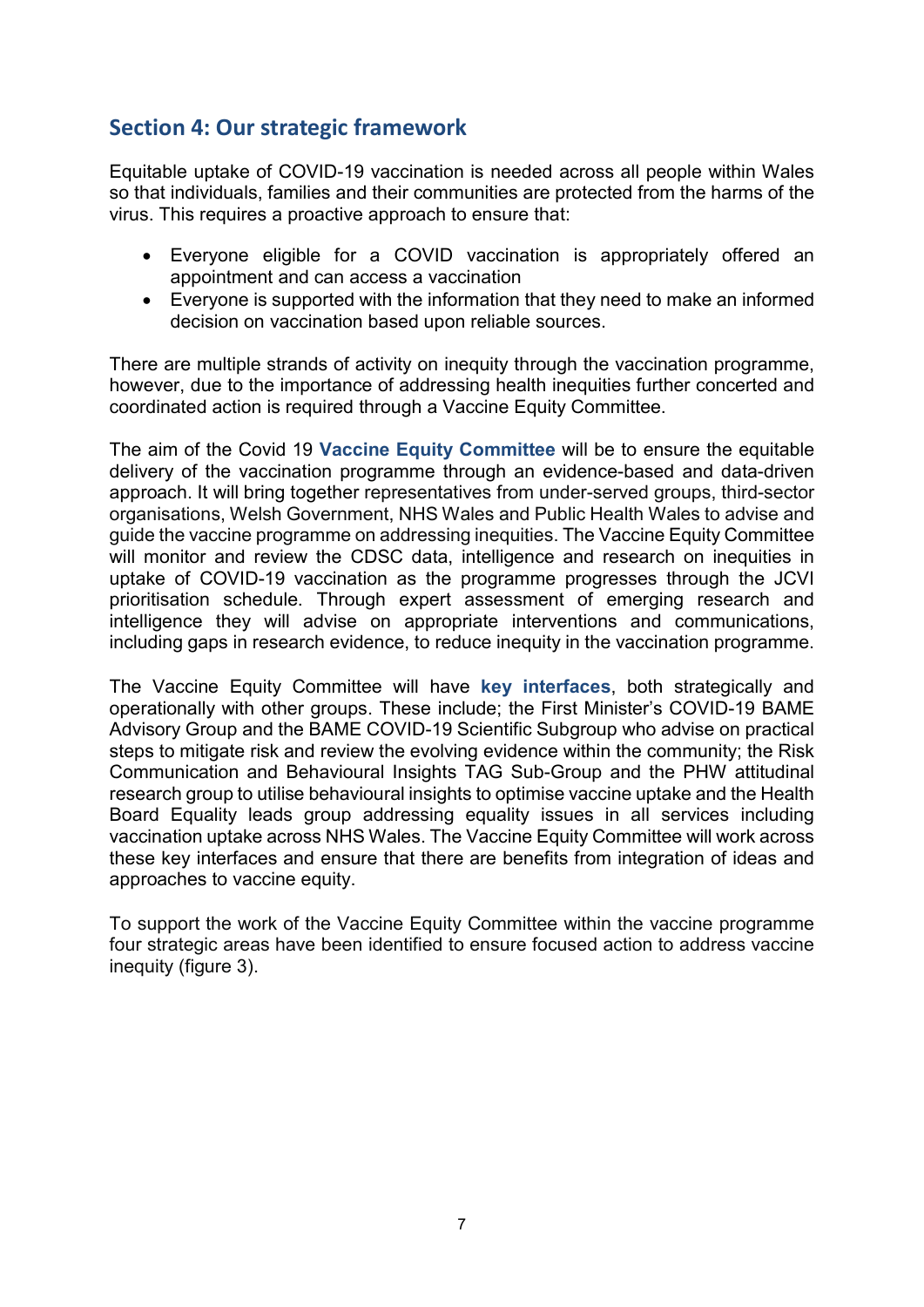## Section 4: Our strategic framework

Equitable uptake of COVID-19 vaccination is needed across all people within Wales so that individuals, families and their communities are protected from the harms of the virus. This requires a proactive approach to ensure that:

- Everyone eligible for a COVID vaccination is appropriately offered an appointment and can access a vaccination
- Everyone is supported with the information that they need to make an informed decision on vaccination based upon reliable sources.

There are multiple strands of activity on inequity through the vaccination programme, however, due to the importance of addressing health inequities further concerted and coordinated action is required through a Vaccine Equity Committee.

The aim of the Covid 19 **Vaccine Equity Committee** will be to ensure the equitable delivery of the vaccination programme through an evidence-based and data-driven approach. It will bring together representatives from under-served groups, third-sector organisations, Welsh Government, NHS Wales and Public Health Wales to advise and guide the vaccine programme on addressing inequities. The Vaccine Equity Committee will monitor and review the CDSC data, intelligence and research on inequities in uptake of COVID-19 vaccination as the programme progresses through the JCVI prioritisation schedule. Through expert assessment of emerging research and intelligence they will advise on appropriate interventions and communications, including gaps in research evidence, to reduce inequity in the vaccination programme.

The Vaccine Equity Committee will have **key interfaces**, both strategically and operationally with other groups. These include; the First Minister's COVID-19 BAME Advisory Group and the BAME COVID-19 Scientific Subgroup who advise on practical steps to mitigate risk and review the evolving evidence within the community; the Risk Communication and Behavioural Insights TAG Sub-Group and the PHW attitudinal research group to utilise behavioural insights to optimise vaccine uptake and the Health Board Equality leads group addressing equality issues in all services including vaccination uptake across NHS Wales. The Vaccine Equity Committee will work across these key interfaces and ensure that there are benefits from integration of ideas and approaches to vaccine equity.

To support the work of the Vaccine Equity Committee within the vaccine programme four strategic areas have been identified to ensure focused action to address vaccine inequity (figure 3).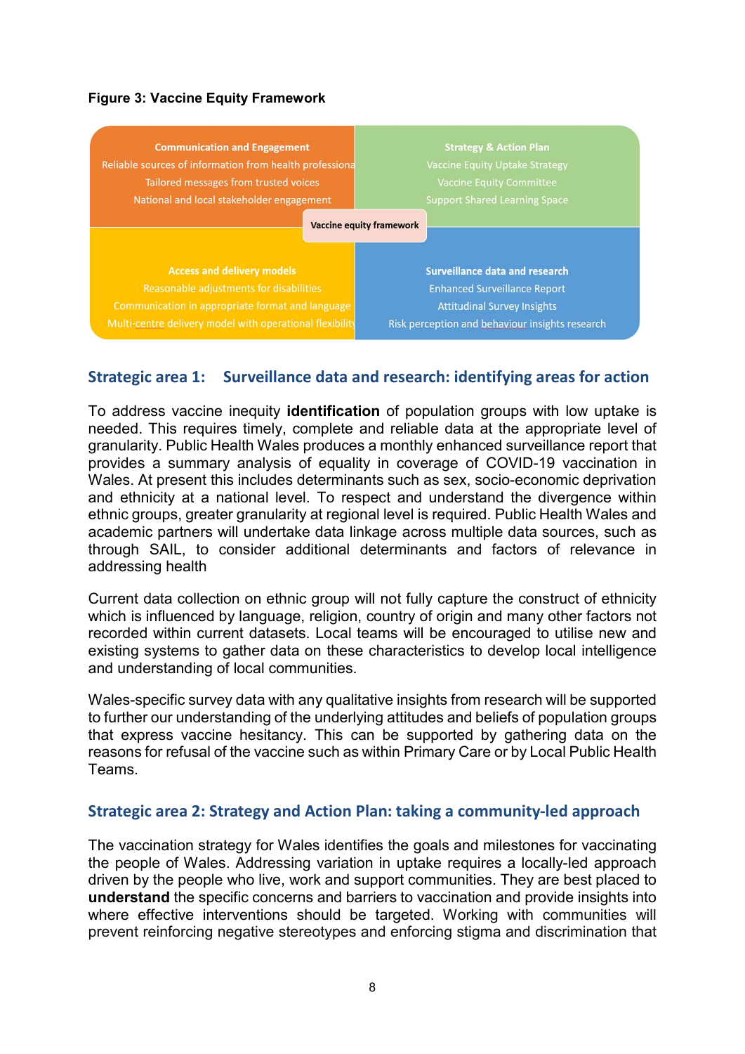**Figure 3: Vaccine Equity Framework**

**Vaccine equity framework**

**Communication and Engagement**
- Reliable sources of information from health professiona
- Tailored messages from trusted voices
- National and local stakeholder engagement

**Strategy & Action Plan**
- Vaccine Equity Uptake Strategy
- Vaccine Equity Committee
- Support Shared Learning Space

**Access and delivery models**
- Reasonable adjustments for disabilities
- Communication in appropriate format and language
- Multi-centre delivery model with operational flexibility

**Surveillance data and research**
- Enhanced Surveillance Report
- Attitudinal Survey Insights
- Risk perception and behaviour insights research

## Strategic area 1: Surveillance data and research: identifying areas for action

To address vaccine inequity **identification** of population groups with low uptake is needed. This requires timely, complete and reliable data at the appropriate level of granularity. Public Health Wales produces a monthly enhanced surveillance report that provides a summary analysis of equality in coverage of COVID-19 vaccination in Wales. At present this includes determinants such as sex, socio-economic deprivation and ethnicity at a national level. To respect and understand the divergence within ethnic groups, greater granularity at regional level is required. Public Health Wales and academic partners will undertake data linkage across multiple data sources, such as through SAIL, to consider additional determinants and factors of relevance in addressing health

Current data collection on ethnic group will not fully capture the construct of ethnicity which is influenced by language, religion, country of origin and many other factors not recorded within current datasets. Local teams will be encouraged to utilise new and existing systems to gather data on these characteristics to develop local intelligence and understanding of local communities.

Wales-specific survey data with any qualitative insights from research will be supported to further our understanding of the underlying attitudes and beliefs of population groups that express vaccine hesitancy. This can be supported by gathering data on the reasons for refusal of the vaccine such as within Primary Care or by Local Public Health Teams.

## Strategic area 2: Strategy and Action Plan: taking a community-led approach

The vaccination strategy for Wales identifies the goals and milestones for vaccinating the people of Wales. Addressing variation in uptake requires a locally-led approach driven by the people who live, work and support communities. They are best placed to **understand** the specific concerns and barriers to vaccination and provide insights into where effective interventions should be targeted. Working with communities will prevent reinforcing negative stereotypes and enforcing stigma and discrimination that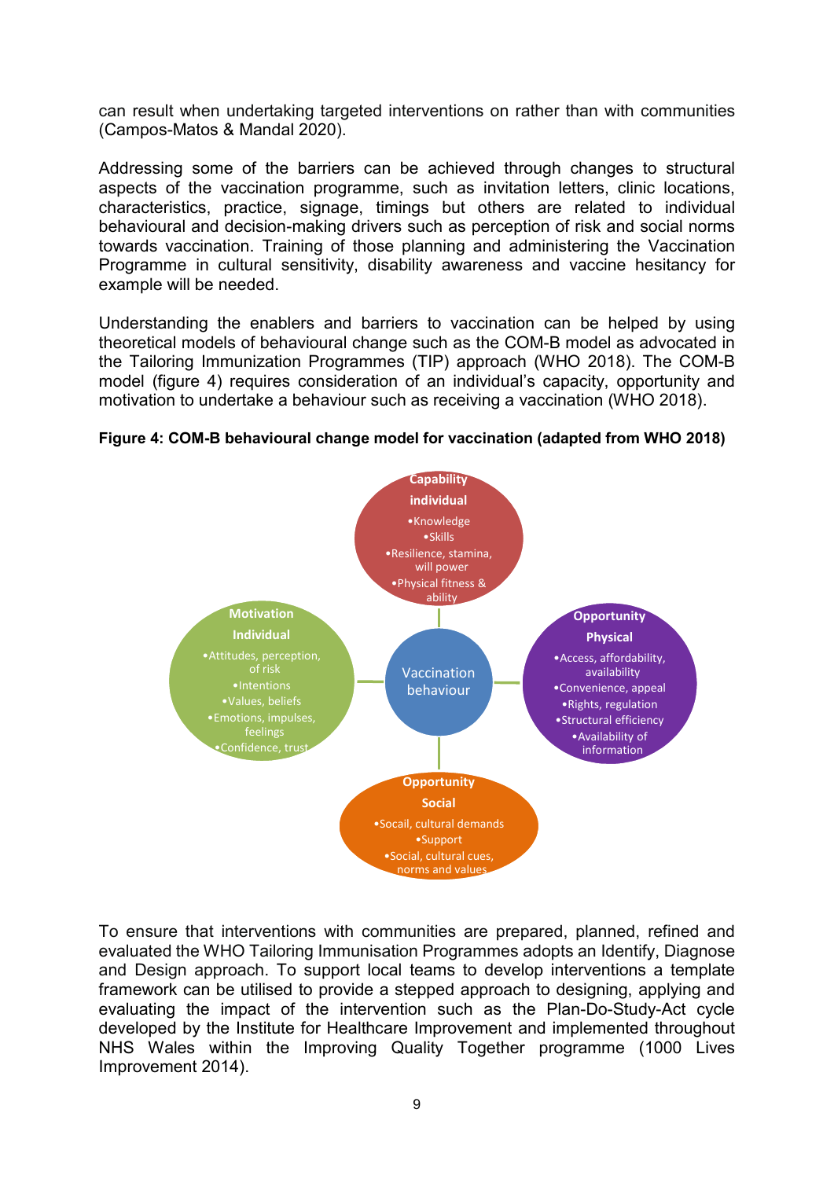can result when undertaking targeted interventions on rather than with communities (Campos-Matos & Mandal 2020).

Addressing some of the barriers can be achieved through changes to structural aspects of the vaccination programme, such as invitation letters, clinic locations, characteristics, practice, signage, timings but others are related to individual behavioural and decision-making drivers such as perception of risk and social norms towards vaccination. Training of those planning and administering the Vaccination Programme in cultural sensitivity, disability awareness and vaccine hesitancy for example will be needed.

Understanding the enablers and barriers to vaccination can be helped by using theoretical models of behavioural change such as the COM-B model as advocated in the Tailoring Immunization Programmes (TIP) approach (WHO 2018). The COM-B model (figure 4) requires consideration of an individual's capacity, opportunity and motivation to undertake a behaviour such as receiving a vaccination (WHO 2018).

**Figure 4: COM-B behavioural change model for vaccination (adapted from WHO 2018)**

**Capability individual**
- Knowledge
- Skills
- Resilience, stamina, will power
- Physical fitness & ability

**Motivation Individual**
- Attitudes, perception, of risk
- Intentions
- Values, beliefs
- Emotions, impulses, feelings
- Confidence, trust

Vaccination behaviour

**Opportunity Physical**
- Access, affordability, availability
- Convenience, appeal
- Rights, regulation
- Structural efficiency
- Availability of information

**Opportunity Social**
- Socail, cultural demands
- Support
- Social, cultural cues, norms and values

To ensure that interventions with communities are prepared, planned, refined and evaluated the WHO Tailoring Immunisation Programmes adopts an Identify, Diagnose and Design approach. To support local teams to develop interventions a template framework can be utilised to provide a stepped approach to designing, applying and evaluating the impact of the intervention such as the Plan-Do-Study-Act cycle developed by the Institute for Healthcare Improvement and implemented throughout NHS Wales within the Improving Quality Together programme (1000 Lives Improvement 2014).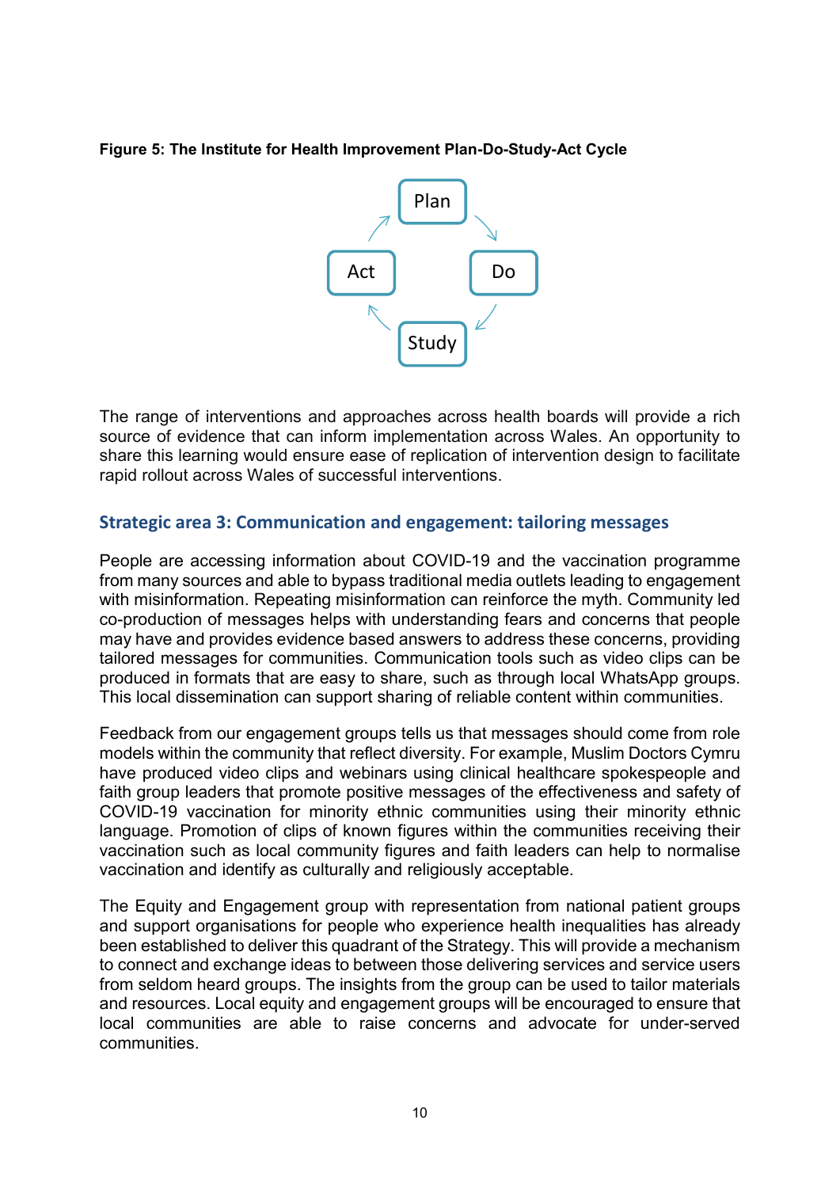**Figure 5: The Institute for Health Improvement Plan-Do-Study-Act Cycle**

Plan → Do → Study → Act

The range of interventions and approaches across health boards will provide a rich source of evidence that can inform implementation across Wales. An opportunity to share this learning would ensure ease of replication of intervention design to facilitate rapid rollout across Wales of successful interventions.

## Strategic area 3: Communication and engagement: tailoring messages

People are accessing information about COVID-19 and the vaccination programme from many sources and able to bypass traditional media outlets leading to engagement with misinformation. Repeating misinformation can reinforce the myth. Community led co-production of messages helps with understanding fears and concerns that people may have and provides evidence based answers to address these concerns, providing tailored messages for communities. Communication tools such as video clips can be produced in formats that are easy to share, such as through local WhatsApp groups. This local dissemination can support sharing of reliable content within communities.

Feedback from our engagement groups tells us that messages should come from role models within the community that reflect diversity. For example, Muslim Doctors Cymru have produced video clips and webinars using clinical healthcare spokespeople and faith group leaders that promote positive messages of the effectiveness and safety of COVID-19 vaccination for minority ethnic communities using their minority ethnic language. Promotion of clips of known figures within the communities receiving their vaccination such as local community figures and faith leaders can help to normalise vaccination and identify as culturally and religiously acceptable.

The Equity and Engagement group with representation from national patient groups and support organisations for people who experience health inequalities has already been established to deliver this quadrant of the Strategy. This will provide a mechanism to connect and exchange ideas to between those delivering services and service users from seldom heard groups. The insights from the group can be used to tailor materials and resources. Local equity and engagement groups will be encouraged to ensure that local communities are able to raise concerns and advocate for under-served communities.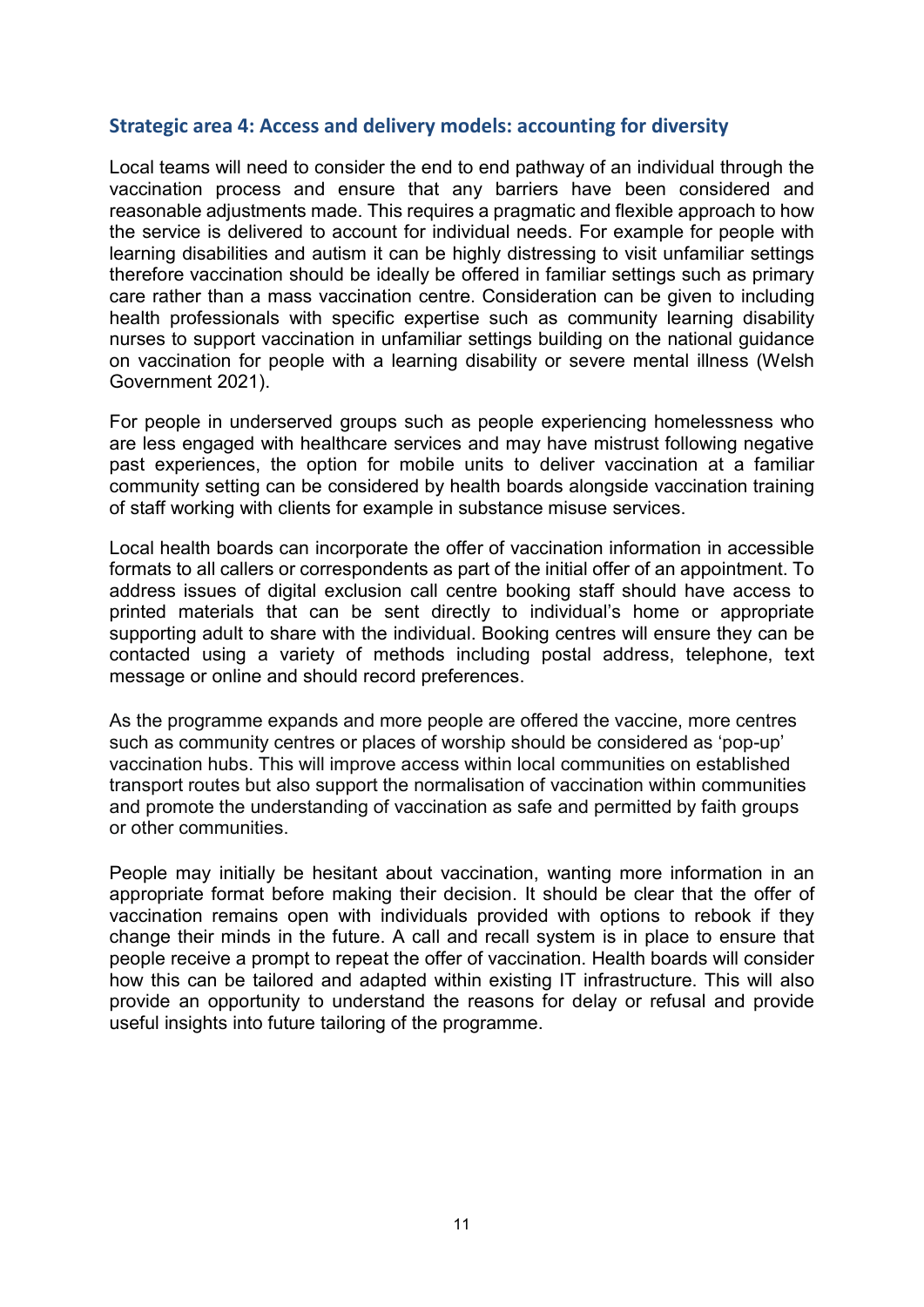## Strategic area 4: Access and delivery models: accounting for diversity

Local teams will need to consider the end to end pathway of an individual through the vaccination process and ensure that any barriers have been considered and reasonable adjustments made. This requires a pragmatic and flexible approach to how the service is delivered to account for individual needs. For example for people with learning disabilities and autism it can be highly distressing to visit unfamiliar settings therefore vaccination should be ideally be offered in familiar settings such as primary care rather than a mass vaccination centre. Consideration can be given to including health professionals with specific expertise such as community learning disability nurses to support vaccination in unfamiliar settings building on the national guidance on vaccination for people with a learning disability or severe mental illness (Welsh Government 2021).

For people in underserved groups such as people experiencing homelessness who are less engaged with healthcare services and may have mistrust following negative past experiences, the option for mobile units to deliver vaccination at a familiar community setting can be considered by health boards alongside vaccination training of staff working with clients for example in substance misuse services.

Local health boards can incorporate the offer of vaccination information in accessible formats to all callers or correspondents as part of the initial offer of an appointment. To address issues of digital exclusion call centre booking staff should have access to printed materials that can be sent directly to individual's home or appropriate supporting adult to share with the individual. Booking centres will ensure they can be contacted using a variety of methods including postal address, telephone, text message or online and should record preferences.

As the programme expands and more people are offered the vaccine, more centres such as community centres or places of worship should be considered as 'pop-up' vaccination hubs. This will improve access within local communities on established transport routes but also support the normalisation of vaccination within communities and promote the understanding of vaccination as safe and permitted by faith groups or other communities.

People may initially be hesitant about vaccination, wanting more information in an appropriate format before making their decision. It should be clear that the offer of vaccination remains open with individuals provided with options to rebook if they change their minds in the future. A call and recall system is in place to ensure that people receive a prompt to repeat the offer of vaccination. Health boards will consider how this can be tailored and adapted within existing IT infrastructure. This will also provide an opportunity to understand the reasons for delay or refusal and provide useful insights into future tailoring of the programme.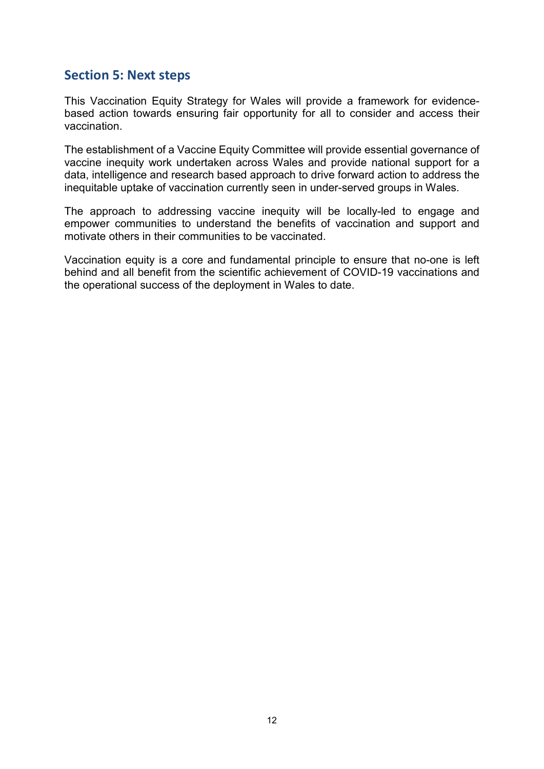## Section 5: Next steps

This Vaccination Equity Strategy for Wales will provide a framework for evidence-based action towards ensuring fair opportunity for all to consider and access their vaccination.

The establishment of a Vaccine Equity Committee will provide essential governance of vaccine inequity work undertaken across Wales and provide national support for a data, intelligence and research based approach to drive forward action to address the inequitable uptake of vaccination currently seen in under-served groups in Wales.

The approach to addressing vaccine inequity will be locally-led to engage and empower communities to understand the benefits of vaccination and support and motivate others in their communities to be vaccinated.

Vaccination equity is a core and fundamental principle to ensure that no-one is left behind and all benefit from the scientific achievement of COVID-19 vaccinations and the operational success of the deployment in Wales to date.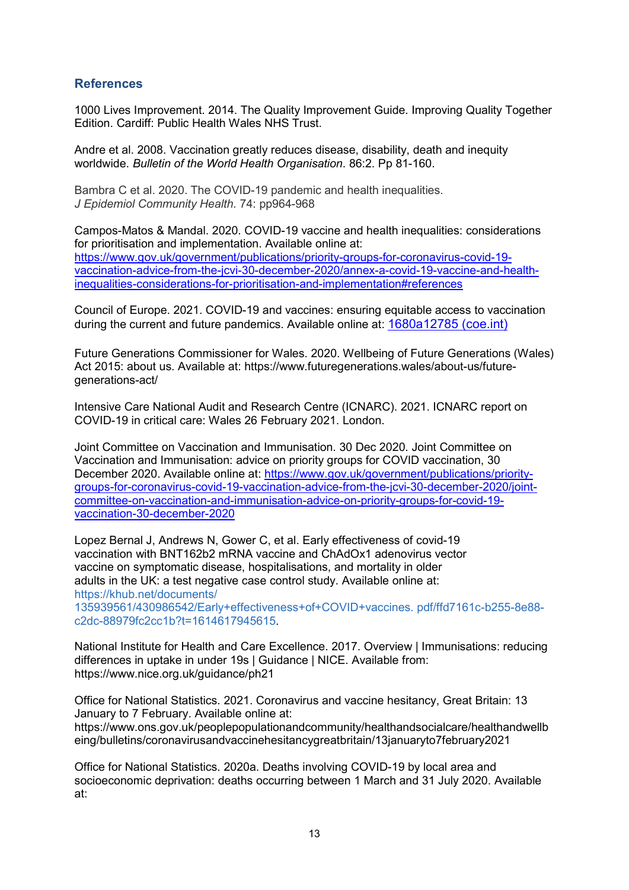## References

1000 Lives Improvement. 2014. The Quality Improvement Guide. Improving Quality Together Edition. Cardiff: Public Health Wales NHS Trust.

Andre et al. 2008. Vaccination greatly reduces disease, disability, death and inequity worldwide. *Bulletin of the World Health Organisation*. 86:2. Pp 81-160.

Bambra C et al. 2020. The COVID-19 pandemic and health inequalities. *J Epidemiol Community Health.* 74: pp964-968

Campos-Matos & Mandal. 2020. COVID-19 vaccine and health inequalities: considerations for prioritisation and implementation. Available online at: https://www.gov.uk/government/publications/priority-groups-for-coronavirus-covid-19-vaccination-advice-from-the-jcvi-30-december-2020/annex-a-covid-19-vaccine-and-health-inequalities-considerations-for-prioritisation-and-implementation#references

Council of Europe. 2021. COVID-19 and vaccines: ensuring equitable access to vaccination during the current and future pandemics. Available online at: 1680a12785 (coe.int)

Future Generations Commissioner for Wales. 2020. Wellbeing of Future Generations (Wales) Act 2015: about us. Available at: https://www.futuregenerations.wales/about-us/future-generations-act/

Intensive Care National Audit and Research Centre (ICNARC). 2021. ICNARC report on COVID-19 in critical care: Wales 26 February 2021. London.

Joint Committee on Vaccination and Immunisation. 30 Dec 2020. Joint Committee on Vaccination and Immunisation: advice on priority groups for COVID vaccination, 30 December 2020. Available online at: https://www.gov.uk/government/publications/priority-groups-for-coronavirus-covid-19-vaccination-advice-from-the-jcvi-30-december-2020/joint-committee-on-vaccination-and-immunisation-advice-on-priority-groups-for-covid-19-vaccination-30-december-2020

Lopez Bernal J, Andrews N, Gower C, et al. Early effectiveness of covid-19 vaccination with BNT162b2 mRNA vaccine and ChAdOx1 adenovirus vector vaccine on symptomatic disease, hospitalisations, and mortality in older adults in the UK: a test negative case control study. Available online at: https://khub.net/documents/135939561/430986542/Early+effectiveness+of+COVID+vaccines. pdf/ffd7161c-b255-8e88-c2dc-88979fc2cc1b?t=1614617945615.

National Institute for Health and Care Excellence. 2017. Overview | Immunisations: reducing differences in uptake in under 19s | Guidance | NICE. Available from: https://www.nice.org.uk/guidance/ph21

Office for National Statistics. 2021. Coronavirus and vaccine hesitancy, Great Britain: 13 January to 7 February. Available online at: https://www.ons.gov.uk/peoplepopulationandcommunity/healthandsocialcare/healthandwellbeing/bulletins/coronavirusandvaccinehesitancygreatbritain/13januaryto7february2021

Office for National Statistics. 2020a. Deaths involving COVID-19 by local area and socioeconomic deprivation: deaths occurring between 1 March and 31 July 2020. Available at: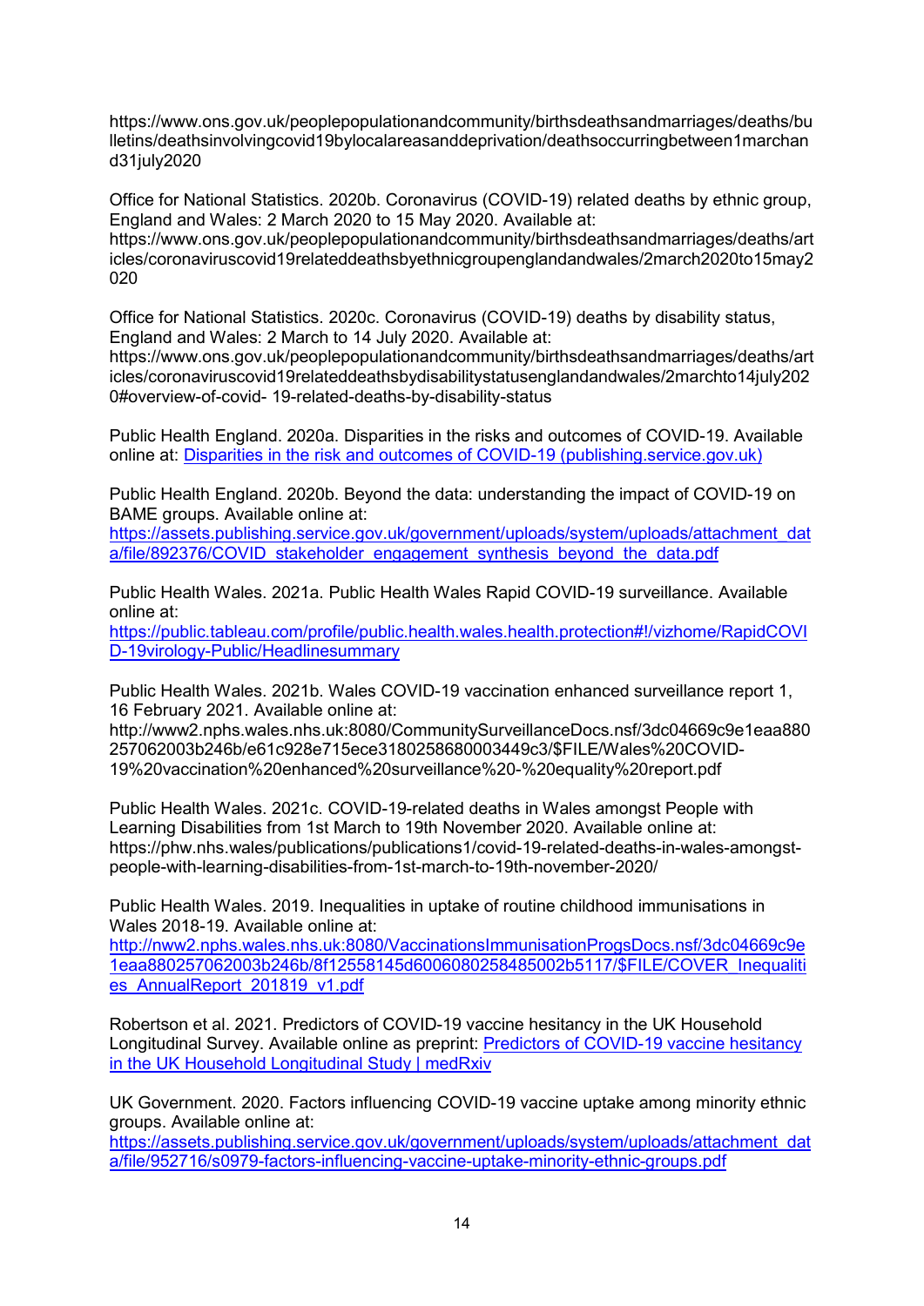https://www.ons.gov.uk/peoplepopulationandcommunity/birthsdeathsandmarriages/deaths/bulletins/deathsinvolvingcovid19bylocalareasanddeprivation/deathsoccurringbetween1marchand31july2020

Office for National Statistics. 2020b. Coronavirus (COVID-19) related deaths by ethnic group, England and Wales: 2 March 2020 to 15 May 2020. Available at: https://www.ons.gov.uk/peoplepopulationandcommunity/birthsdeathsandmarriages/deaths/articles/coronaviruscovid19relateddeathsbyethnicgroupenglandandwales/2march2020to15may2020

Office for National Statistics. 2020c. Coronavirus (COVID-19) deaths by disability status, England and Wales: 2 March to 14 July 2020. Available at: https://www.ons.gov.uk/peoplepopulationandcommunity/birthsdeathsandmarriages/deaths/articles/coronaviruscovid19relateddeathsbydisabilitystatusenglandandwales/2marchto14july2020#overview-of-covid- 19-related-deaths-by-disability-status

Public Health England. 2020a. Disparities in the risks and outcomes of COVID-19. Available online at: Disparities in the risk and outcomes of COVID-19 (publishing.service.gov.uk)

Public Health England. 2020b. Beyond the data: understanding the impact of COVID-19 on BAME groups. Available online at: https://assets.publishing.service.gov.uk/government/uploads/system/uploads/attachment_data/file/892376/COVID_stakeholder_engagement_synthesis_beyond_the_data.pdf

Public Health Wales. 2021a. Public Health Wales Rapid COVID-19 surveillance. Available online at: https://public.tableau.com/profile/public.health.wales.health.protection#!/vizhome/RapidCOVID-19virology-Public/Headlinesummary

Public Health Wales. 2021b. Wales COVID-19 vaccination enhanced surveillance report 1, 16 February 2021. Available online at: http://www2.nphs.wales.nhs.uk:8080/CommunitySurveillanceDocs.nsf/3dc04669c9e1eaa880257062003b246b/e61c928e715ece3180258680003449c3/$FILE/Wales%20COVID-19%20vaccination%20enhanced%20surveillance%20-%20equality%20report.pdf

Public Health Wales. 2021c. COVID-19-related deaths in Wales amongst People with Learning Disabilities from 1st March to 19th November 2020. Available online at: https://phw.nhs.wales/publications/publications1/covid-19-related-deaths-in-wales-amongst-people-with-learning-disabilities-from-1st-march-to-19th-november-2020/

Public Health Wales. 2019. Inequalities in uptake of routine childhood immunisations in Wales 2018-19. Available online at: http://nww2.nphs.wales.nhs.uk:8080/VaccinationsImmunisationProgsDocs.nsf/3dc04669c9e1eaa880257062003b246b/8f12558145d6006080258485002b5117/$FILE/COVER_Inequalities_AnnualReport_201819_v1.pdf

Robertson et al. 2021. Predictors of COVID-19 vaccine hesitancy in the UK Household Longitudinal Survey. Available online as preprint: Predictors of COVID-19 vaccine hesitancy in the UK Household Longitudinal Study | medRxiv

UK Government. 2020. Factors influencing COVID-19 vaccine uptake among minority ethnic groups. Available online at: https://assets.publishing.service.gov.uk/government/uploads/system/uploads/attachment_data/file/952716/s0979-factors-influencing-vaccine-uptake-minority-ethnic-groups.pdf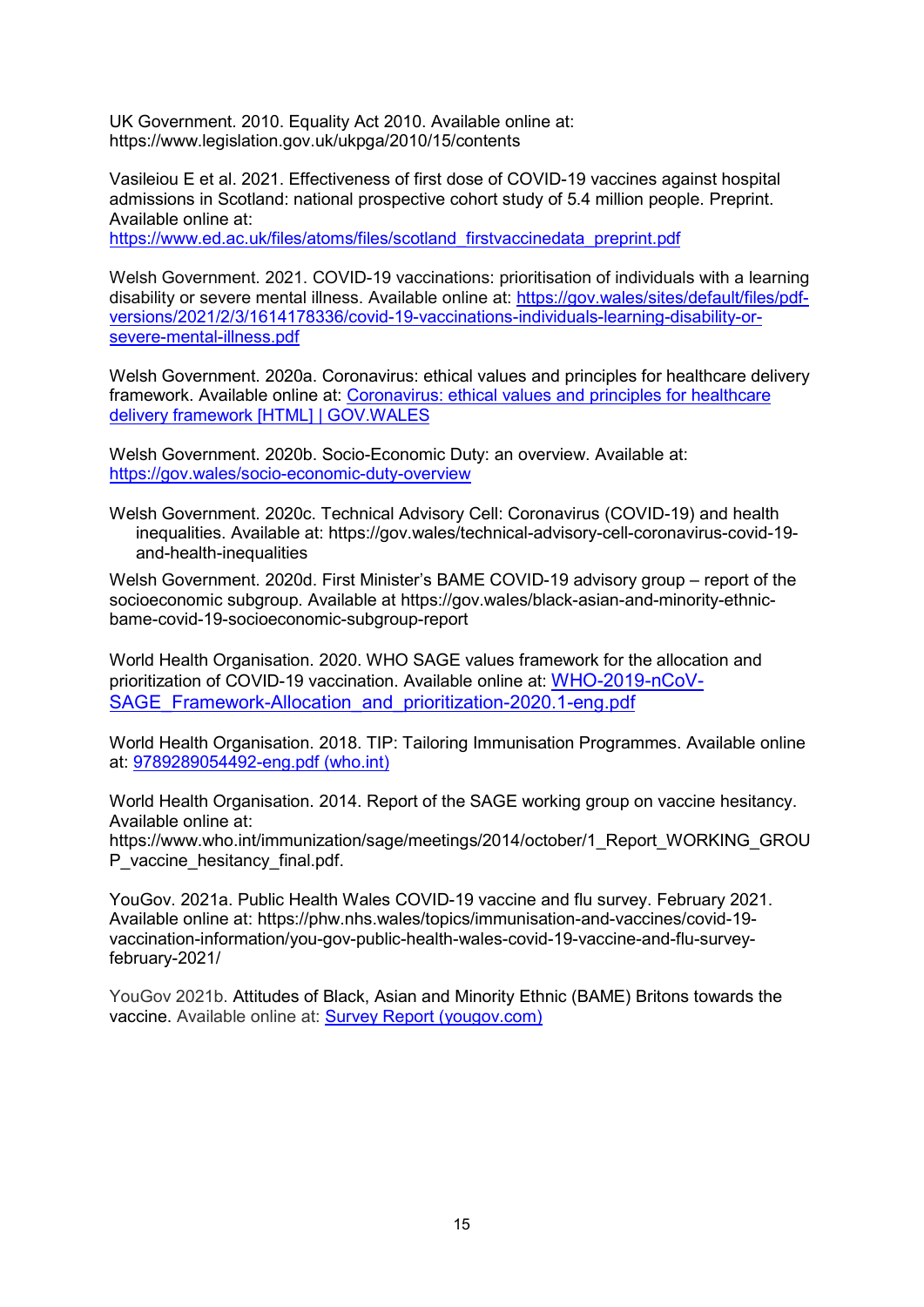UK Government. 2010. Equality Act 2010. Available online at: https://www.legislation.gov.uk/ukpga/2010/15/contents

Vasileiou E et al. 2021. Effectiveness of first dose of COVID-19 vaccines against hospital admissions in Scotland: national prospective cohort study of 5.4 million people. Preprint. Available online at: https://www.ed.ac.uk/files/atoms/files/scotland_firstvaccinedata_preprint.pdf

Welsh Government. 2021. COVID-19 vaccinations: prioritisation of individuals with a learning disability or severe mental illness. Available online at: https://gov.wales/sites/default/files/pdf-versions/2021/2/3/1614178336/covid-19-vaccinations-individuals-learning-disability-or-severe-mental-illness.pdf

Welsh Government. 2020a. Coronavirus: ethical values and principles for healthcare delivery framework. Available online at: Coronavirus: ethical values and principles for healthcare delivery framework [HTML] | GOV.WALES

Welsh Government. 2020b. Socio-Economic Duty: an overview. Available at: https://gov.wales/socio-economic-duty-overview

Welsh Government. 2020c. Technical Advisory Cell: Coronavirus (COVID-19) and health inequalities. Available at: https://gov.wales/technical-advisory-cell-coronavirus-covid-19-and-health-inequalities

Welsh Government. 2020d. First Minister's BAME COVID-19 advisory group – report of the socioeconomic subgroup. Available at https://gov.wales/black-asian-and-minority-ethnic-bame-covid-19-socioeconomic-subgroup-report

World Health Organisation. 2020. WHO SAGE values framework for the allocation and prioritization of COVID-19 vaccination. Available online at: WHO-2019-nCoV-SAGE_Framework-Allocation_and_prioritization-2020.1-eng.pdf

World Health Organisation. 2018. TIP: Tailoring Immunisation Programmes. Available online at: 9789289054492-eng.pdf (who.int)

World Health Organisation. 2014. Report of the SAGE working group on vaccine hesitancy. Available online at: https://www.who.int/immunization/sage/meetings/2014/october/1_Report_WORKING_GROUP_vaccine_hesitancy_final.pdf.

YouGov. 2021a. Public Health Wales COVID-19 vaccine and flu survey. February 2021. Available online at: https://phw.nhs.wales/topics/immunisation-and-vaccines/covid-19-vaccination-information/you-gov-public-health-wales-covid-19-vaccine-and-flu-survey-february-2021/

YouGov 2021b. Attitudes of Black, Asian and Minority Ethnic (BAME) Britons towards the vaccine. Available online at: Survey Report (yougov.com)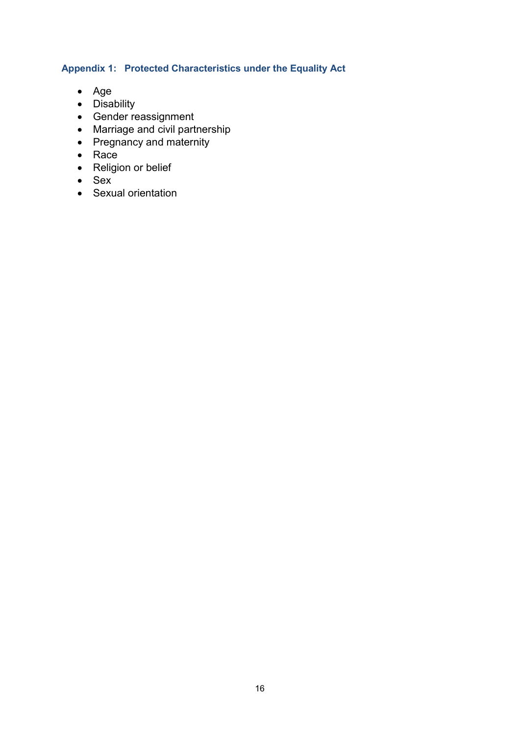### Appendix 1: Protected Characteristics under the Equality Act

- Age
- Disability
- Gender reassignment
- Marriage and civil partnership
- Pregnancy and maternity
- Race
- Religion or belief
- Sex
- Sexual orientation